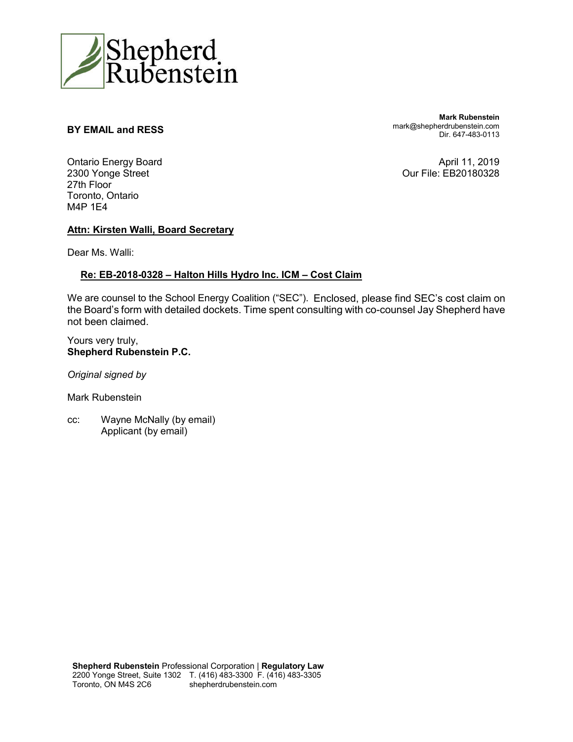Shepherd Rubenstein

**BY EMAIL and RESS**

**Mark Rubenstein**
mark@shepherdrubenstein.com
Dir. 647-483-0113

Ontario Energy Board
2300 Yonge Street
27th Floor
Toronto, Ontario
M4P 1E4

April 11, 2019
Our File: EB20180328

**Attn: Kirsten Walli, Board Secretary**

Dear Ms. Walli:

**Re: EB-2018-0328 – Halton Hills Hydro Inc. ICM – Cost Claim**

We are counsel to the School Energy Coalition ("SEC"). Enclosed, please find SEC's cost claim on the Board's form with detailed dockets. Time spent consulting with co-counsel Jay Shepherd have not been claimed.

Yours very truly,
**Shepherd Rubenstein P.C.**

*Original signed by*

Mark Rubenstein

cc: Wayne McNally (by email)
Applicant (by email)

**Shepherd Rubenstein** Professional Corporation | **Regulatory Law**
2200 Yonge Street, Suite 1302 T. (416) 483-3300 F. (416) 483-3305
Toronto, ON M4S 2C6 shepherdrubenstein.com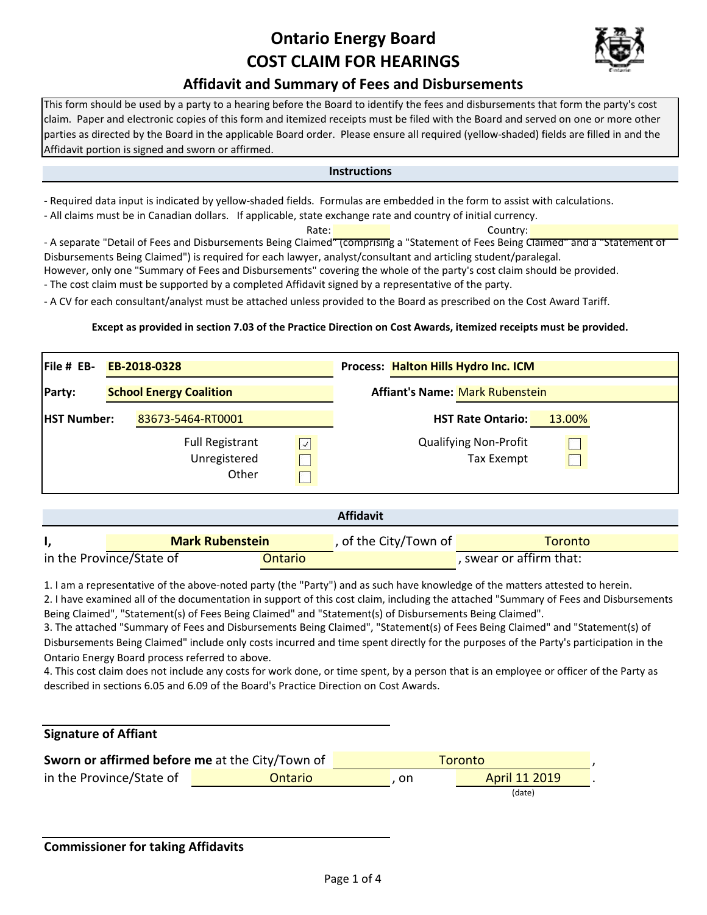# Ontario Energy Board

# COST CLAIM FOR HEARINGS

## Affidavit and Summary of Fees and Disbursements

This form should be used by a party to a hearing before the Board to identify the fees and disbursements that form the party's cost claim. Paper and electronic copies of this form and itemized receipts must be filed with the Board and served on one or more other parties as directed by the Board in the applicable Board order. Please ensure all required (yellow-shaded) fields are filled in and the Affidavit portion is signed and sworn or affirmed.

### Instructions

- Required data input is indicated by yellow-shaded fields. Formulas are embedded in the form to assist with calculations.
- All claims must be in Canadian dollars. If applicable, state exchange rate and country of initial currency.

Rate: ______ Country: ______

- A separate "Detail of Fees and Disbursements Being Claimed" (comprising a "Statement of Fees Being Claimed" and a "Statement of Disbursements Being Claimed") is required for each lawyer, analyst/consultant and articling student/paralegal.

However, only one "Summary of Fees and Disbursements" covering the whole of the party's cost claim should be provided.

- The cost claim must be supported by a completed Affidavit signed by a representative of the party.
- A CV for each consultant/analyst must be attached unless provided to the Board as prescribed on the Cost Award Tariff.

**Except as provided in section 7.03 of the Practice Direction on Cost Awards, itemized receipts must be provided.**

| | | | |
|---|---|---|---|
| **File # EB-** | **EB-2018-0328** | **Process:** | **Halton Hills Hydro Inc. ICM** |
| **Party:** | **School Energy Coalition** | **Affiant's Name:** | Mark Rubenstein |
| **HST Number:** | 83673-5464-RT0001 | **HST Rate Ontario:** | 13.00% |

- [x] Full Registrant
- [ ] Unregistered
- [ ] Other
- [ ] Qualifying Non-Profit
- [ ] Tax Exempt

### Affidavit

**I,** **Mark Rubenstein**, of the City/Town of Toronto in the Province/State of Ontario, swear or affirm that:

1. I am a representative of the above-noted party (the "Party") and as such have knowledge of the matters attested to herein.
2. I have examined all of the documentation in support of this cost claim, including the attached "Summary of Fees and Disbursements Being Claimed", "Statement(s) of Fees Being Claimed" and "Statement(s) of Disbursements Being Claimed".
3. The attached "Summary of Fees and Disbursements Being Claimed", "Statement(s) of Fees Being Claimed" and "Statement(s) of Disbursements Being Claimed" include only costs incurred and time spent directly for the purposes of the Party's participation in the Ontario Energy Board process referred to above.
4. This cost claim does not include any costs for work done, or time spent, by a person that is an employee or officer of the Party as described in sections 6.05 and 6.09 of the Board's Practice Direction on Cost Awards.

______________________________

**Signature of Affiant**

**Sworn or affirmed before me** at the City/Town of Toronto, in the Province/State of Ontario, on April 11 2019.

(date)

______________________________

**Commissioner for taking Affidavits**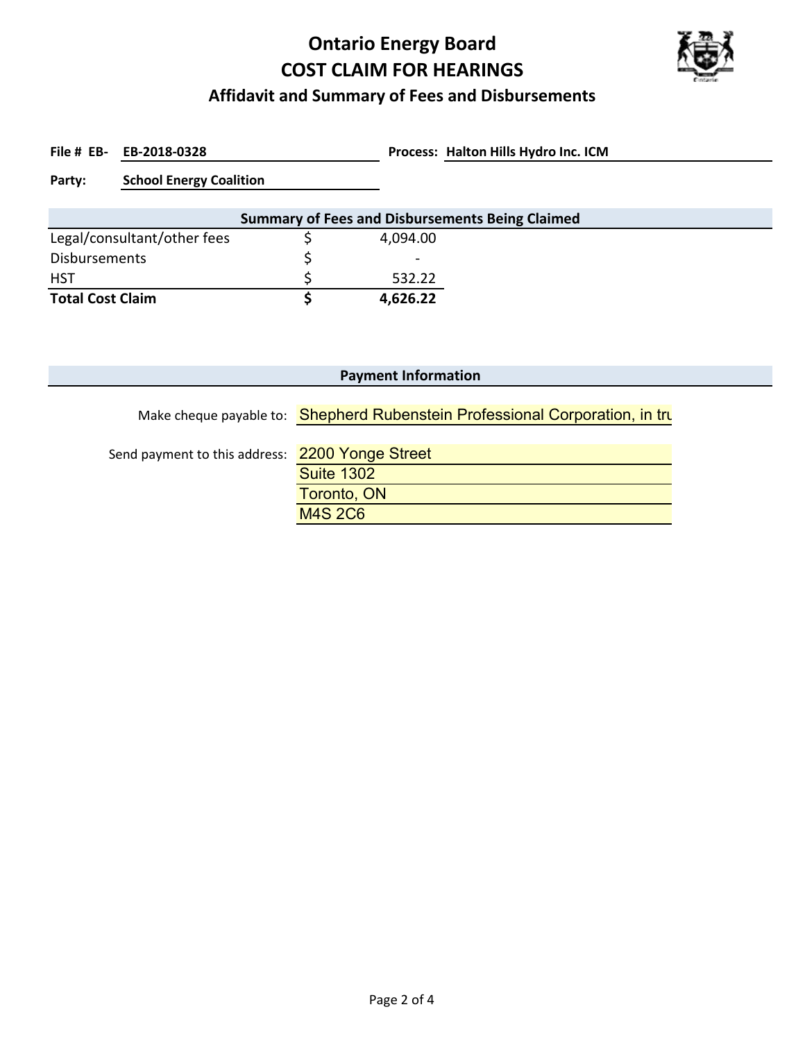# Ontario Energy Board
# COST CLAIM FOR HEARINGS
## Affidavit and Summary of Fees and Disbursements

**File # EB-** **EB-2018-0328** **Process:** **Halton Hills Hydro Inc. ICM**

**Party:** **School Energy Coalition**

| Summary of Fees and Disbursements Being Claimed | | |
|---|---|---|
| Legal/consultant/other fees | $ | 4,094.00 |
| Disbursements | $ | - |
| HST | $ | 532.22 |
| **Total Cost Claim** | **$** | **4,626.22** |

### Payment Information

Make cheque payable to: Shepherd Rubenstein Professional Corporation, in tru

Send payment to this address:
2200 Yonge Street
Suite 1302
Toronto, ON
M4S 2C6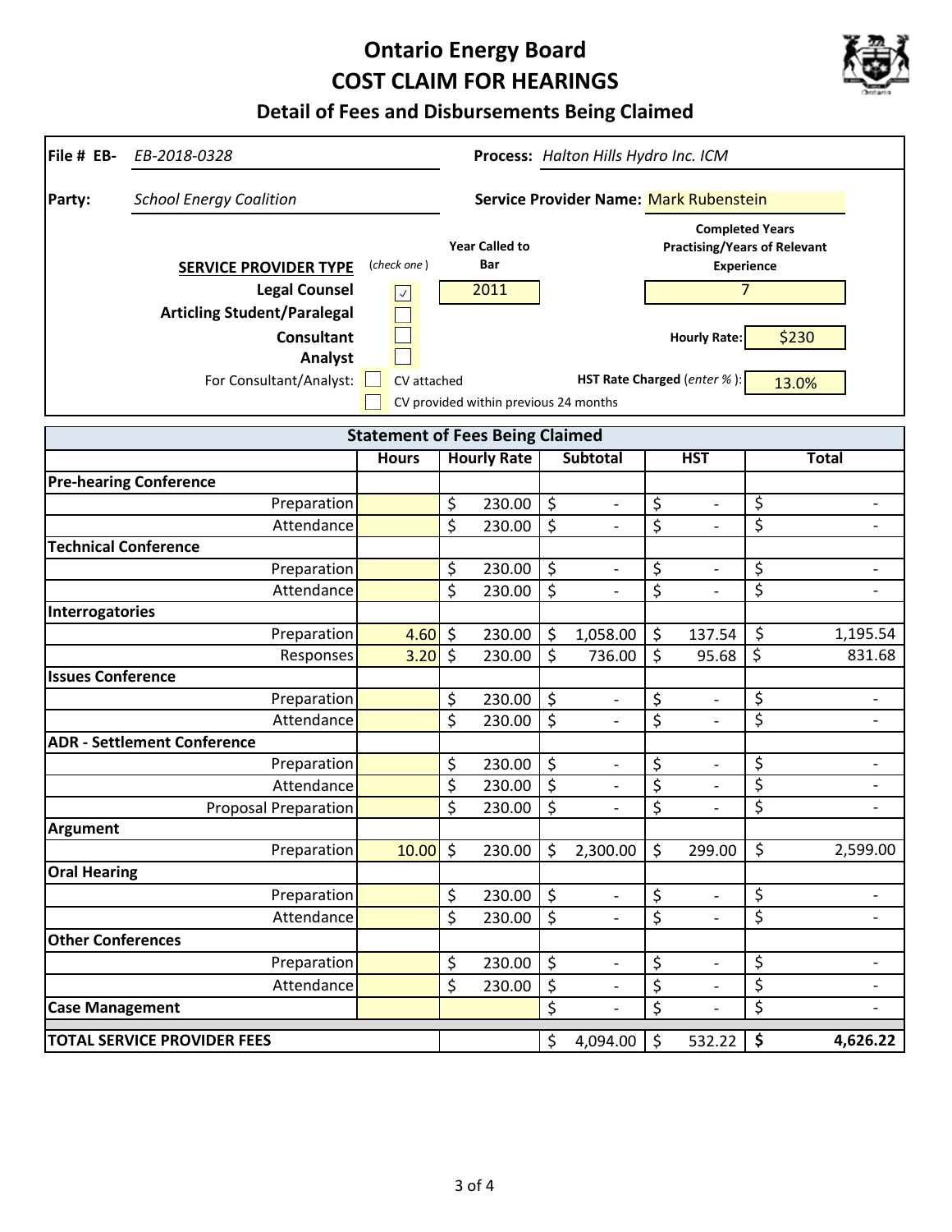# Ontario Energy Board
# COST CLAIM FOR HEARINGS
## Detail of Fees and Disbursements Being Claimed

**File # EB-** *EB-2018-0328*

**Process:** *Halton Hills Hydro Inc. ICM*

**Party:** *School Energy Coalition*

**Service Provider Name:** Mark Rubenstein

| SERVICE PROVIDER TYPE | (check one) | Year Called to Bar | Completed Years Practising/Years of Relevant Experience |
|---|---|---|---|
| Legal Counsel | ☑ | 2011 | 7 |
| Articling Student/Paralegal | ☐ | | |
| Consultant | ☐ | | |
| Analyst | ☐ | | |

**Hourly Rate:** $230

For Consultant/Analyst: ☐ CV attached ☐ CV provided within previous 24 months

**HST Rate Charged** (*enter %*): 13.0%

| Statement of Fees Being Claimed | | | | | |
|---|---|---|---|---|---|
| | Hours | Hourly Rate | Subtotal | HST | Total |
| **Pre-hearing Conference** | | | | | |
| Preparation | | $ 230.00 | $ - | $ - | $ - |
| Attendance | | $ 230.00 | $ - | $ - | $ - |
| **Technical Conference** | | | | | |
| Preparation | | $ 230.00 | $ - | $ - | $ - |
| Attendance | | $ 230.00 | $ - | $ - | $ - |
| **Interrogatories** | | | | | |
| Preparation | 4.60 | $ 230.00 | $ 1,058.00 | $ 137.54 | $ 1,195.54 |
| Responses | 3.20 | $ 230.00 | $ 736.00 | $ 95.68 | $ 831.68 |
| **Issues Conference** | | | | | |
| Preparation | | $ 230.00 | $ - | $ - | $ - |
| Attendance | | $ 230.00 | $ - | $ - | $ - |
| **ADR - Settlement Conference** | | | | | |
| Preparation | | $ 230.00 | $ - | $ - | $ - |
| Attendance | | $ 230.00 | $ - | $ - | $ - |
| Proposal Preparation | | $ 230.00 | $ - | $ - | $ - |
| **Argument** | | | | | |
| Preparation | 10.00 | $ 230.00 | $ 2,300.00 | $ 299.00 | $ 2,599.00 |
| **Oral Hearing** | | | | | |
| Preparation | | $ 230.00 | $ - | $ - | $ - |
| Attendance | | $ 230.00 | $ - | $ - | $ - |
| **Other Conferences** | | | | | |
| Preparation | | $ 230.00 | $ - | $ - | $ - |
| Attendance | | $ 230.00 | $ - | $ - | $ - |
| **Case Management** | | | $ - | $ - | $ - |
| **TOTAL SERVICE PROVIDER FEES** | | | $ 4,094.00 | $ 532.22 | **$ 4,626.22** |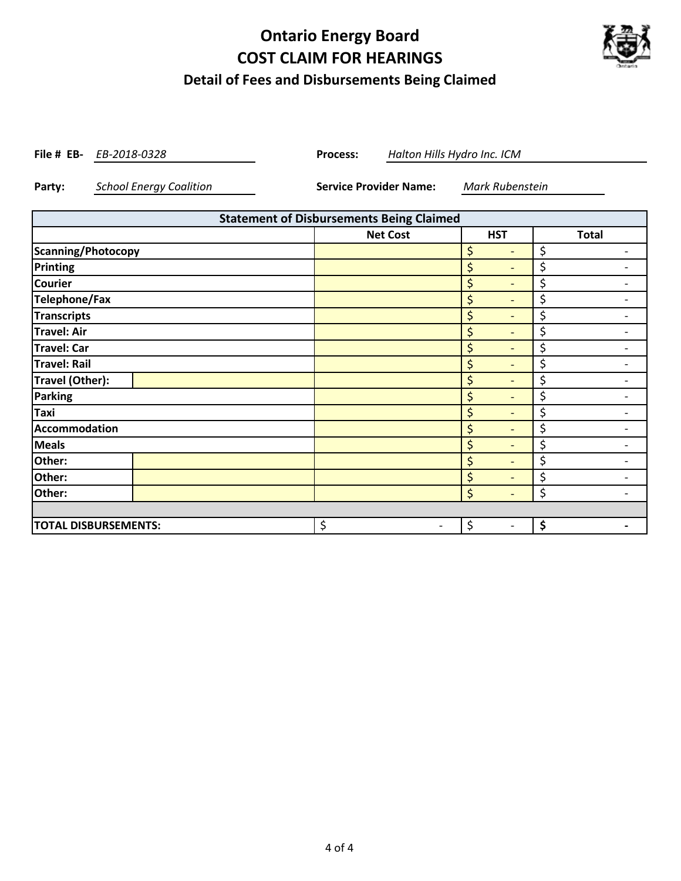# Ontario Energy Board
# COST CLAIM FOR HEARINGS
## Detail of Fees and Disbursements Being Claimed

**File # EB-** *EB-2018-0328* **Process:** *Halton Hills Hydro Inc. ICM*

**Party:** *School Energy Coalition* **Service Provider Name:** *Mark Rubenstein*

| **Statement of Disbursements Being Claimed** | | | | |
|---|---|---|---|---|
| | | **Net Cost** | **HST** | **Total** |
| **Scanning/Photocopy** | | | $ - | $ - |
| **Printing** | | | $ - | $ - |
| **Courier** | | | $ - | $ - |
| **Telephone/Fax** | | | $ - | $ - |
| **Transcripts** | | | $ - | $ - |
| **Travel: Air** | | | $ - | $ - |
| **Travel: Car** | | | $ - | $ - |
| **Travel: Rail** | | | $ - | $ - |
| **Travel (Other):** | | | $ - | $ - |
| **Parking** | | | $ - | $ - |
| **Taxi** | | | $ - | $ - |
| **Accommodation** | | | $ - | $ - |
| **Meals** | | | $ - | $ - |
| **Other:** | | | $ - | $ - |
| **Other:** | | | $ - | $ - |
| **Other:** | | | $ - | $ - |
| | | | | |
| **TOTAL DISBURSEMENTS:** | | $ - | $ - | **$ -** |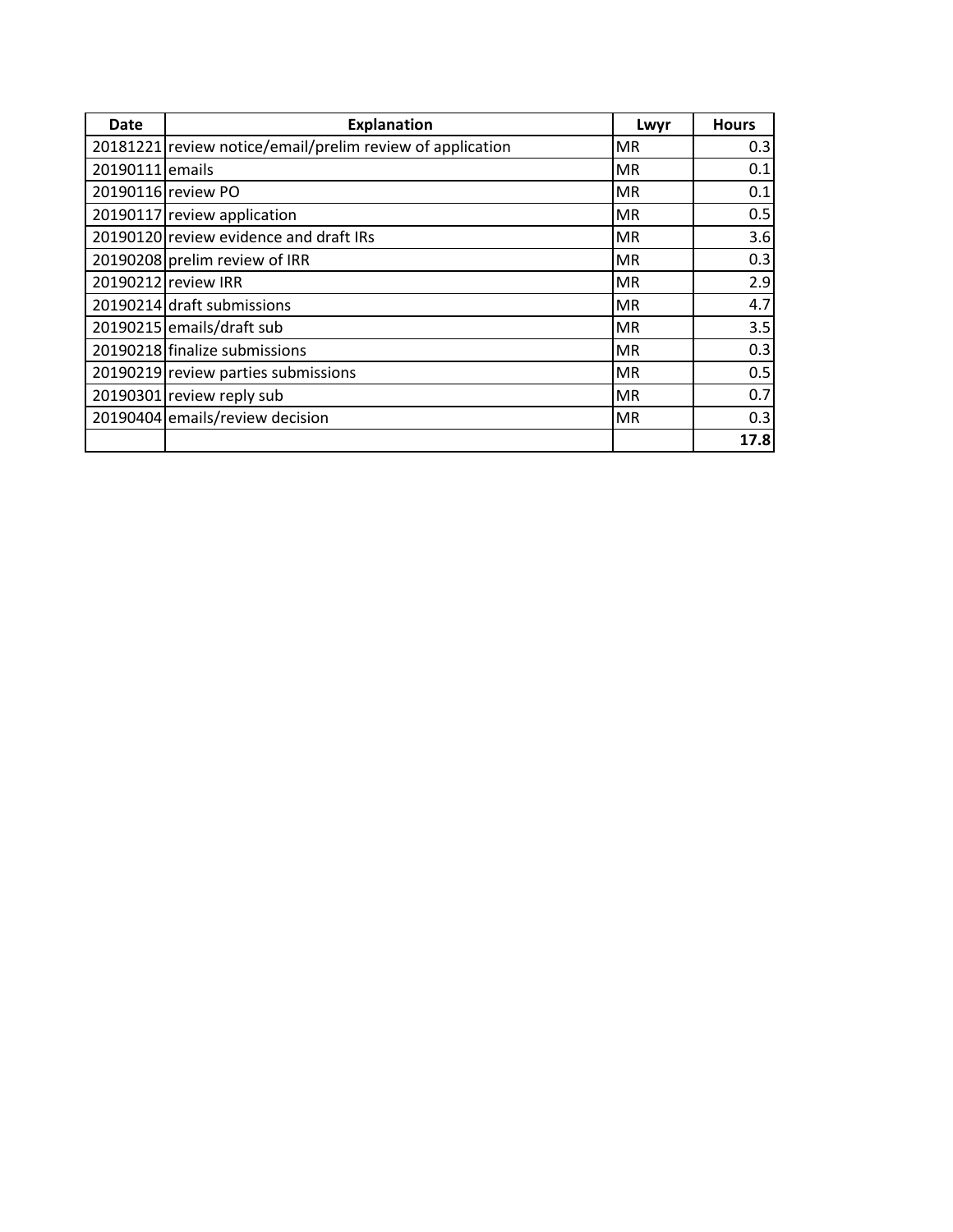| Date | Explanation | Lwyr | Hours |
|---|---|---|---|
| 20181221 | review notice/email/prelim review of application | MR | 0.3 |
| 20190111 | emails | MR | 0.1 |
| 20190116 | review PO | MR | 0.1 |
| 20190117 | review application | MR | 0.5 |
| 20190120 | review evidence and draft IRs | MR | 3.6 |
| 20190208 | prelim review of IRR | MR | 0.3 |
| 20190212 | review IRR | MR | 2.9 |
| 20190214 | draft submissions | MR | 4.7 |
| 20190215 | emails/draft sub | MR | 3.5 |
| 20190218 | finalize submissions | MR | 0.3 |
| 20190219 | review parties submissions | MR | 0.5 |
| 20190301 | review reply sub | MR | 0.7 |
| 20190404 | emails/review decision | MR | 0.3 |
| | | | **17.8** |